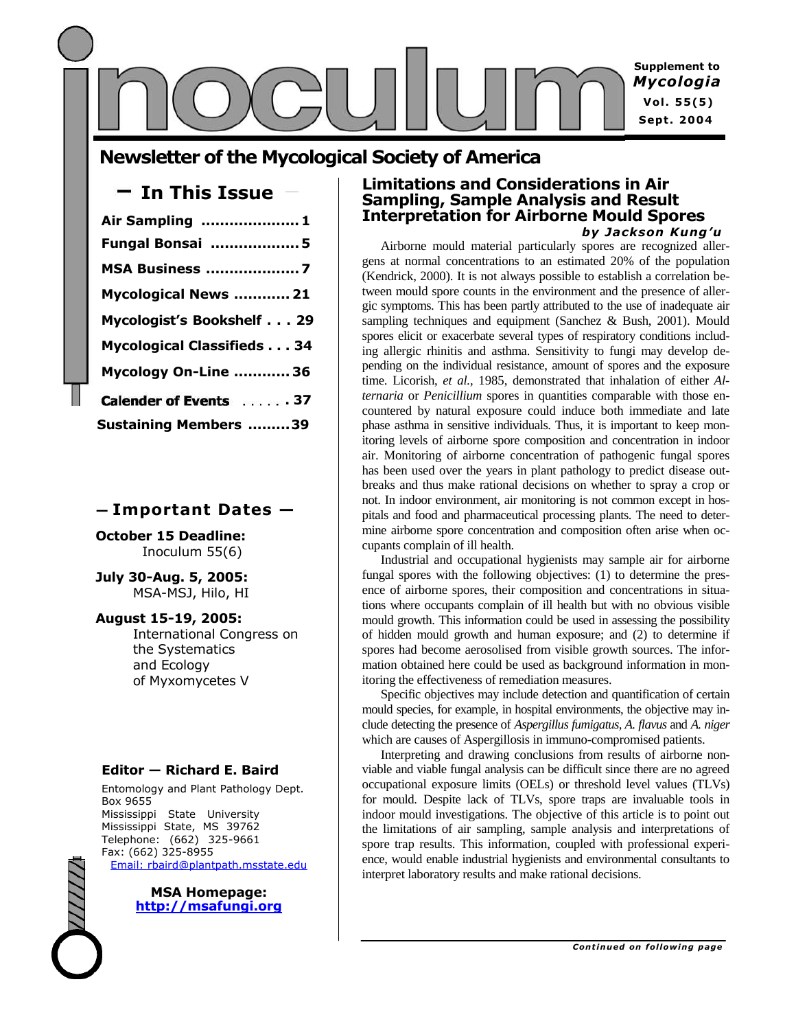# inoculum

**Supplement to *Mycologia***
**Vol. 55(5)**
**Sept. 2004**

## Newsletter of the Mycological Society of America

### — In This Issue —

**Air Sampling** .................... **1**
**Fungal Bonsai** .................. **5**
**MSA Business** ................... **7**
**Mycological News** ............ **21**
**Mycologist's Bookshelf** . . . **29**
**Mycological Classifieds** . . . **34**
**Mycology On-Line** ............ **36**
**Calender of Events** . . . . . . **37**
**Sustaining Members** ......... **39**

### — Important Dates —

**October 15 Deadline:**
Inoculum 55(6)

**July 30-Aug. 5, 2005:**
MSA-MSJ, Hilo, HI

**August 15-19, 2005:**
International Congress on the Systematics and Ecology of Myxomycetes V

**Editor — Richard E. Baird**

Entomology and Plant Pathology Dept.
Box 9655
Mississippi State University
Mississippi State, MS 39762
Telephone: (662) 325-9661
Fax: (662) 325-8955
Email: rbaird@plantpath.msstate.edu

**MSA Homepage:**
**http://msafungi.org**

## Limitations and Considerations in Air Sampling, Sample Analysis and Result Interpretation for Airborne Mould Spores

***by Jackson Kung'u***

Airborne mould material particularly spores are recognized allergens at normal concentrations to an estimated 20% of the population (Kendrick, 2000). It is not always possible to establish a correlation between mould spore counts in the environment and the presence of allergic symptoms. This has been partly attributed to the use of inadequate air sampling techniques and equipment (Sanchez & Bush, 2001). Mould spores elicit or exacerbate several types of respiratory conditions including allergic rhinitis and asthma. Sensitivity to fungi may develop depending on the individual resistance, amount of spores and the exposure time. Licorish, *et al.,* 1985, demonstrated that inhalation of either *Alternaria* or *Penicillium* spores in quantities comparable with those encountered by natural exposure could induce both immediate and late phase asthma in sensitive individuals. Thus, it is important to keep monitoring levels of airborne spore composition and concentration in indoor air. Monitoring of airborne concentration of pathogenic fungal spores has been used over the years in plant pathology to predict disease outbreaks and thus make rational decisions on whether to spray a crop or not. In indoor environment, air monitoring is not common except in hospitals and food and pharmaceutical processing plants. The need to determine airborne spore concentration and composition often arise when occupants complain of ill health.

Industrial and occupational hygienists may sample air for airborne fungal spores with the following objectives: (1) to determine the presence of airborne spores, their composition and concentrations in situations where occupants complain of ill health but with no obvious visible mould growth. This information could be used in assessing the possibility of hidden mould growth and human exposure; and (2) to determine if spores had become aerosolised from visible growth sources. The information obtained here could be used as background information in monitoring the effectiveness of remediation measures.

Specific objectives may include detection and quantification of certain mould species, for example, in hospital environments, the objective may include detecting the presence of *Aspergillus fumigatus*, *A. flavus* and *A. niger* which are causes of Aspergillosis in immuno-compromised patients.

Interpreting and drawing conclusions from results of airborne nonviable and viable fungal analysis can be difficult since there are no agreed occupational exposure limits (OELs) or threshold level values (TLVs) for mould. Despite lack of TLVs, spore traps are invaluable tools in indoor mould investigations. The objective of this article is to point out the limitations of air sampling, sample analysis and interpretations of spore trap results. This information, coupled with professional experience, would enable industrial hygienists and environmental consultants to interpret laboratory results and make rational decisions.

*Continued on following page*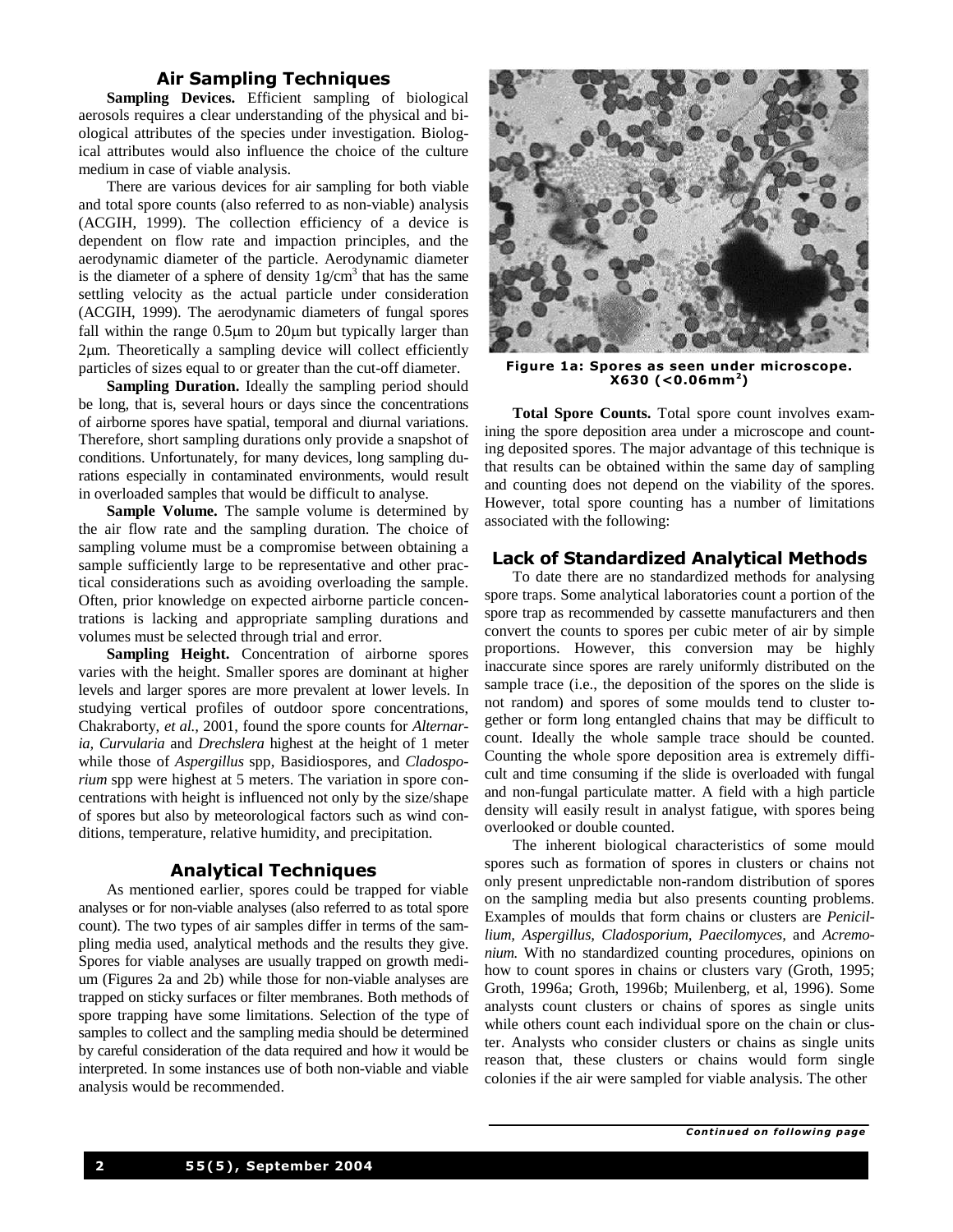## Air Sampling Techniques

**Sampling Devices.** Efficient sampling of biological aerosols requires a clear understanding of the physical and biological attributes of the species under investigation. Biological attributes would also influence the choice of the culture medium in case of viable analysis.

There are various devices for air sampling for both viable and total spore counts (also referred to as non-viable) analysis (ACGIH, 1999). The collection efficiency of a device is dependent on flow rate and impaction principles, and the aerodynamic diameter of the particle. Aerodynamic diameter is the diameter of a sphere of density $1 g/cm^3$ that has the same settling velocity as the actual particle under consideration (ACGIH, 1999). The aerodynamic diameters of fungal spores fall within the range 0.5μm to 20μm but typically larger than 2μm. Theoretically a sampling device will collect efficiently particles of sizes equal to or greater than the cut-off diameter.

**Sampling Duration.** Ideally the sampling period should be long, that is, several hours or days since the concentrations of airborne spores have spatial, temporal and diurnal variations. Therefore, short sampling durations only provide a snapshot of conditions. Unfortunately, for many devices, long sampling durations especially in contaminated environments, would result in overloaded samples that would be difficult to analyse.

**Sample Volume.** The sample volume is determined by the air flow rate and the sampling duration. The choice of sampling volume must be a compromise between obtaining a sample sufficiently large to be representative and other practical considerations such as avoiding overloading the sample. Often, prior knowledge on expected airborne particle concentrations is lacking and appropriate sampling durations and volumes must be selected through trial and error.

**Sampling Height.** Concentration of airborne spores varies with the height. Smaller spores are dominant at higher levels and larger spores are more prevalent at lower levels. In studying vertical profiles of outdoor spore concentrations, Chakraborty, *et al.*, 2001, found the spore counts for *Alternaria*, *Curvularia* and *Drechslera* highest at the height of 1 meter while those of *Aspergillus* spp, Basidiospores, and *Cladosporium* spp were highest at 5 meters. The variation in spore concentrations with height is influenced not only by the size/shape of spores but also by meteorological factors such as wind conditions, temperature, relative humidity, and precipitation.

## Analytical Techniques

As mentioned earlier, spores could be trapped for viable analyses or for non-viable analyses (also referred to as total spore count). The two types of air samples differ in terms of the sampling media used, analytical methods and the results they give. Spores for viable analyses are usually trapped on growth medium (Figures 2a and 2b) while those for non-viable analyses are trapped on sticky surfaces or filter membranes. Both methods of spore trapping have some limitations. Selection of the type of samples to collect and the sampling media should be determined by careful consideration of the data required and how it would be interpreted. In some instances use of both non-viable and viable analysis would be recommended.

**Figure 1a: Spores as seen under microscope. X630 ($<0.06 mm^2$)**

**Total Spore Counts.** Total spore count involves examining the spore deposition area under a microscope and counting deposited spores. The major advantage of this technique is that results can be obtained within the same day of sampling and counting does not depend on the viability of the spores. However, total spore counting has a number of limitations associated with the following:

## Lack of Standardized Analytical Methods

To date there are no standardized methods for analysing spore traps. Some analytical laboratories count a portion of the spore trap as recommended by cassette manufacturers and then convert the counts to spores per cubic meter of air by simple proportions. However, this conversion may be highly inaccurate since spores are rarely uniformly distributed on the sample trace (i.e., the deposition of the spores on the slide is not random) and spores of some moulds tend to cluster together or form long entangled chains that may be difficult to count. Ideally the whole sample trace should be counted. Counting the whole spore deposition area is extremely difficult and time consuming if the slide is overloaded with fungal and non-fungal particulate matter. A field with a high particle density will easily result in analyst fatigue, with spores being overlooked or double counted.

The inherent biological characteristics of some mould spores such as formation of spores in clusters or chains not only present unpredictable non-random distribution of spores on the sampling media but also presents counting problems. Examples of moulds that form chains or clusters are *Penicillium, Aspergillus, Cladosporium, Paecilomyces,* and *Acremonium.* With no standardized counting procedures, opinions on how to count spores in chains or clusters vary (Groth, 1995; Groth, 1996a; Groth, 1996b; Muilenberg, et al, 1996). Some analysts count clusters or chains of spores as single units while others count each individual spore on the chain or cluster. Analysts who consider clusters or chains as single units reason that, these clusters or chains would form single colonies if the air were sampled for viable analysis. The other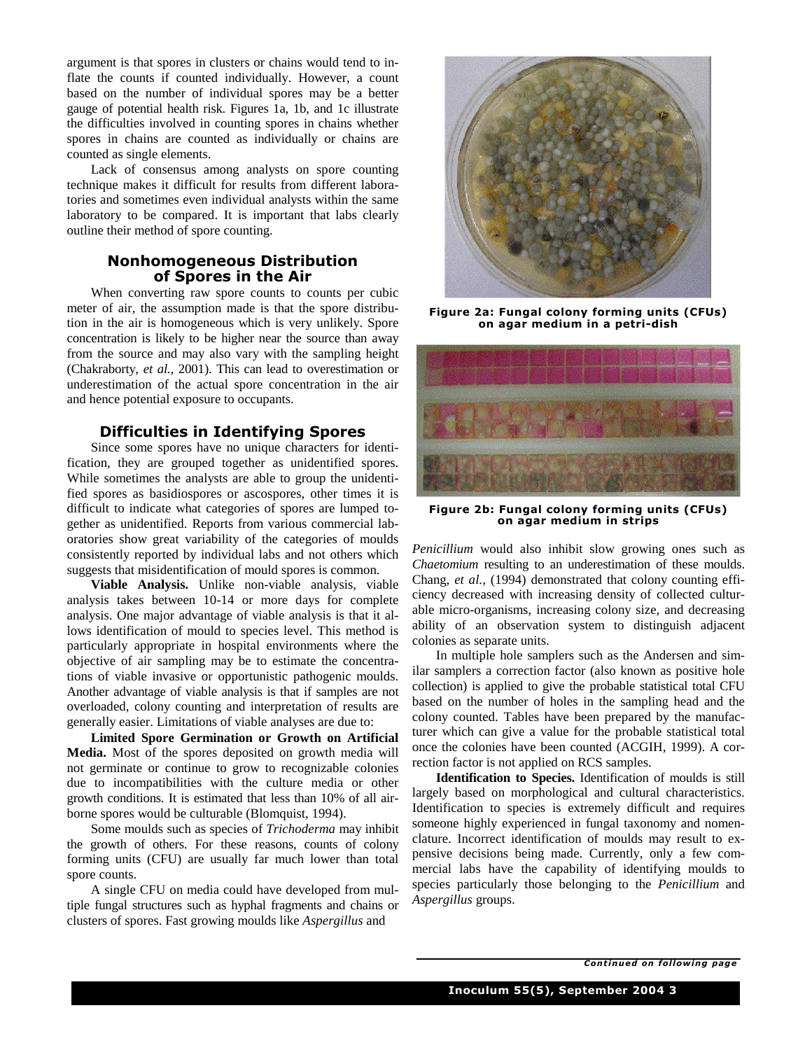argument is that spores in clusters or chains would tend to inflate the counts if counted individually. However, a count based on the number of individual spores may be a better gauge of potential health risk. Figures 1a, 1b, and 1c illustrate the difficulties involved in counting spores in chains whether spores in chains are counted as individually or chains are counted as single elements.

Lack of consensus among analysts on spore counting technique makes it difficult for results from different laboratories and sometimes even individual analysts within the same laboratory to be compared. It is important that labs clearly outline their method of spore counting.

## Nonhomogeneous Distribution of Spores in the Air

When converting raw spore counts to counts per cubic meter of air, the assumption made is that the spore distribution in the air is homogeneous which is very unlikely. Spore concentration is likely to be higher near the source than away from the source and may also vary with the sampling height (Chakraborty, *et al.*, 2001). This can lead to overestimation or underestimation of the actual spore concentration in the air and hence potential exposure to occupants.

## Difficulties in Identifying Spores

Since some spores have no unique characters for identification, they are grouped together as unidentified spores. While sometimes the analysts are able to group the unidentified spores as basidiospores or ascospores, other times it is difficult to indicate what categories of spores are lumped together as unidentified. Reports from various commercial laboratories show great variability of the categories of moulds consistently reported by individual labs and not others which suggests that misidentification of mould spores is common.

**Viable Analysis.** Unlike non-viable analysis, viable analysis takes between 10-14 or more days for complete analysis. One major advantage of viable analysis is that it allows identification of mould to species level. This method is particularly appropriate in hospital environments where the objective of air sampling may be to estimate the concentrations of viable invasive or opportunistic pathogenic moulds. Another advantage of viable analysis is that if samples are not overloaded, colony counting and interpretation of results are generally easier. Limitations of viable analyses are due to:

**Limited Spore Germination or Growth on Artificial Media.** Most of the spores deposited on growth media will not germinate or continue to grow to recognizable colonies due to incompatibilities with the culture media or other growth conditions. It is estimated that less than 10% of all airborne spores would be culturable (Blomquist, 1994).

Some moulds such as species of *Trichoderma* may inhibit the growth of others. For these reasons, counts of colony forming units (CFU) are usually far much lower than total spore counts.

A single CFU on media could have developed from multiple fungal structures such as hyphal fragments and chains or clusters of spores. Fast growing moulds like *Aspergillus* and *Penicillium* would also inhibit slow growing ones such as *Chaetomium* resulting to an underestimation of these moulds. Chang, *et al.*, (1994) demonstrated that colony counting efficiency decreased with increasing density of collected culturable micro-organisms, increasing colony size, and decreasing ability of an observation system to distinguish adjacent colonies as separate units.

**Figure 2a: Fungal colony forming units (CFUs) on agar medium in a petri-dish**

**Figure 2b: Fungal colony forming units (CFUs) on agar medium in strips**

In multiple hole samplers such as the Andersen and similar samplers a correction factor (also known as positive hole collection) is applied to give the probable statistical total CFU based on the number of holes in the sampling head and the colony counted. Tables have been prepared by the manufacturer which can give a value for the probable statistical total once the colonies have been counted (ACGIH, 1999). A correction factor is not applied on RCS samples.

**Identification to Species.** Identification of moulds is still largely based on morphological and cultural characteristics. Identification to species is extremely difficult and requires someone highly experienced in fungal taxonomy and nomenclature. Incorrect identification of moulds may result to expensive decisions being made. Currently, only a few commercial labs have the capability of identifying moulds to species particularly those belonging to the *Penicillium* and *Aspergillus* groups.

*Continued on following page*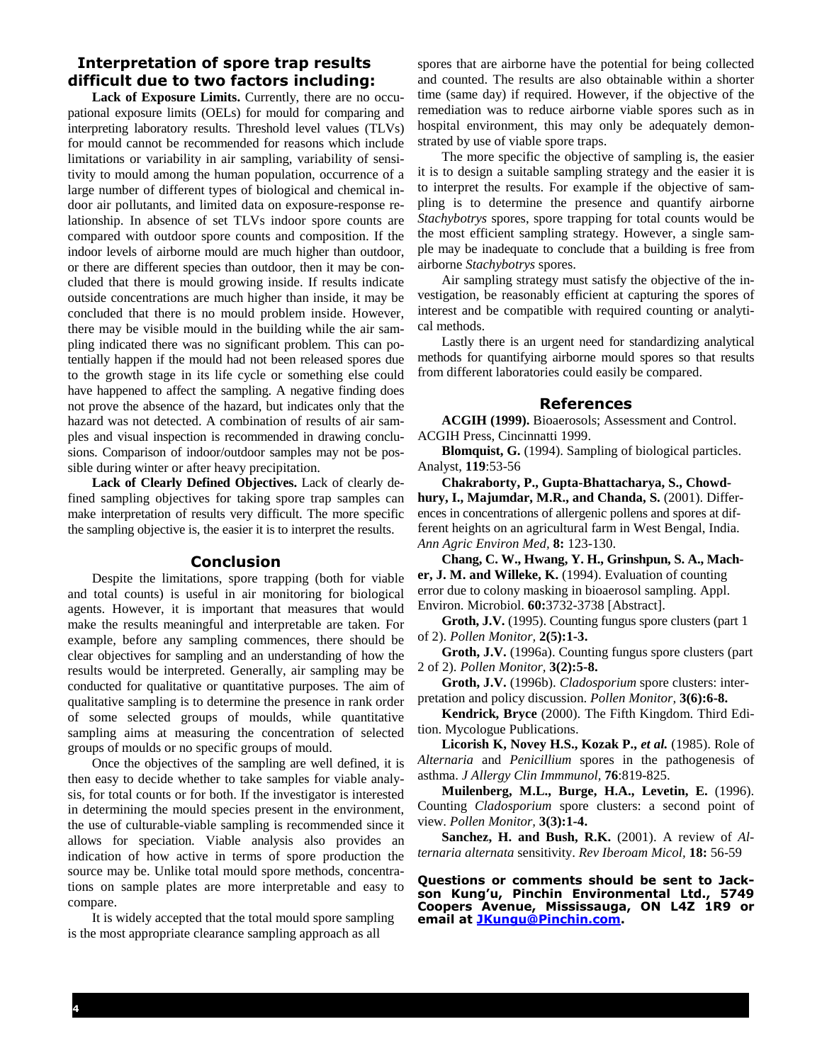## Interpretation of spore trap results difficult due to two factors including:

**Lack of Exposure Limits.** Currently, there are no occupational exposure limits (OELs) for mould for comparing and interpreting laboratory results. Threshold level values (TLVs) for mould cannot be recommended for reasons which include limitations or variability in air sampling, variability of sensitivity to mould among the human population, occurrence of a large number of different types of biological and chemical indoor air pollutants, and limited data on exposure-response relationship. In absence of set TLVs indoor spore counts are compared with outdoor spore counts and composition. If the indoor levels of airborne mould are much higher than outdoor, or there are different species than outdoor, then it may be concluded that there is mould growing inside. If results indicate outside concentrations are much higher than inside, it may be concluded that there is no mould problem inside. However, there may be visible mould in the building while the air sampling indicated there was no significant problem. This can potentially happen if the mould had not been released spores due to the growth stage in its life cycle or something else could have happened to affect the sampling. A negative finding does not prove the absence of the hazard, but indicates only that the hazard was not detected. A combination of results of air samples and visual inspection is recommended in drawing conclusions. Comparison of indoor/outdoor samples may not be possible during winter or after heavy precipitation.

**Lack of Clearly Defined Objectives.** Lack of clearly defined sampling objectives for taking spore trap samples can make interpretation of results very difficult. The more specific the sampling objective is, the easier it is to interpret the results.

## Conclusion

Despite the limitations, spore trapping (both for viable and total counts) is useful in air monitoring for biological agents. However, it is important that measures that would make the results meaningful and interpretable are taken. For example, before any sampling commences, there should be clear objectives for sampling and an understanding of how the results would be interpreted. Generally, air sampling may be conducted for qualitative or quantitative purposes. The aim of qualitative sampling is to determine the presence in rank order of some selected groups of moulds, while quantitative sampling aims at measuring the concentration of selected groups of moulds or no specific groups of mould.

Once the objectives of the sampling are well defined, it is then easy to decide whether to take samples for viable analysis, for total counts or for both. If the investigator is interested in determining the mould species present in the environment, the use of culturable-viable sampling is recommended since it allows for speciation. Viable analysis also provides an indication of how active in terms of spore production the source may be. Unlike total mould spore methods, concentrations on sample plates are more interpretable and easy to compare.

It is widely accepted that the total mould spore sampling is the most appropriate clearance sampling approach as all spores that are airborne have the potential for being collected and counted. The results are also obtainable within a shorter time (same day) if required. However, if the objective of the remediation was to reduce airborne viable spores such as in hospital environment, this may only be adequately demonstrated by use of viable spore traps.

The more specific the objective of sampling is, the easier it is to design a suitable sampling strategy and the easier it is to interpret the results. For example if the objective of sampling is to determine the presence and quantify airborne *Stachybotrys* spores, spore trapping for total counts would be the most efficient sampling strategy. However, a single sample may be inadequate to conclude that a building is free from airborne *Stachybotrys* spores.

Air sampling strategy must satisfy the objective of the investigation, be reasonably efficient at capturing the spores of interest and be compatible with required counting or analytical methods.

Lastly there is an urgent need for standardizing analytical methods for quantifying airborne mould spores so that results from different laboratories could easily be compared.

## References

**ACGIH (1999).** Bioaerosols; Assessment and Control. ACGIH Press, Cincinnatti 1999.

**Blomquist, G.** (1994). Sampling of biological particles. Analyst, **119**:53-56

**Chakraborty, P., Gupta-Bhattacharya, S., Chowdhury, I., Majumdar, M.R., and Chanda, S.** (2001). Differences in concentrations of allergenic pollens and spores at different heights on an agricultural farm in West Bengal, India. *Ann Agric Environ Med*, **8:** 123-130.

**Chang, C. W., Hwang, Y. H., Grinshpun, S. A., Macher, J. M. and Willeke, K.** (1994). Evaluation of counting error due to colony masking in bioaerosol sampling. Appl. Environ. Microbiol. **60:**3732-3738 [Abstract].

**Groth, J.V.** (1995). Counting fungus spore clusters (part 1 of 2). *Pollen Monitor,* **2(5):1-3.**

**Groth, J.V.** (1996a). Counting fungus spore clusters (part 2 of 2). *Pollen Monitor,* **3(2):5-8.**

**Groth, J.V.** (1996b). *Cladosporium* spore clusters: interpretation and policy discussion. *Pollen Monitor,* **3(6):6-8.**

**Kendrick, Bryce** (2000). The Fifth Kingdom. Third Edition. Mycologue Publications.

**Licorish K, Novey H.S., Kozak P., *et al.*** (1985). Role of *Alternaria* and *Penicillium* spores in the pathogenesis of asthma. *J Allergy Clin Immmunol,* **76**:819-825.

**Muilenberg, M.L., Burge, H.A., Levetin, E.** (1996). Counting *Cladosporium* spore clusters: a second point of view. *Pollen Monitor,* **3(3):1-4.**

**Sanchez, H. and Bush, R.K.** (2001). A review of *Alternaria alternata* sensitivity. *Rev Iberoam Micol,* **18:** 56-59

**Questions or comments should be sent to Jackson Kung'u, Pinchin Environmental Ltd., 5749 Coopers Avenue, Mississauga, ON L4Z 1R9 or email at JKungu@Pinchin.com.**